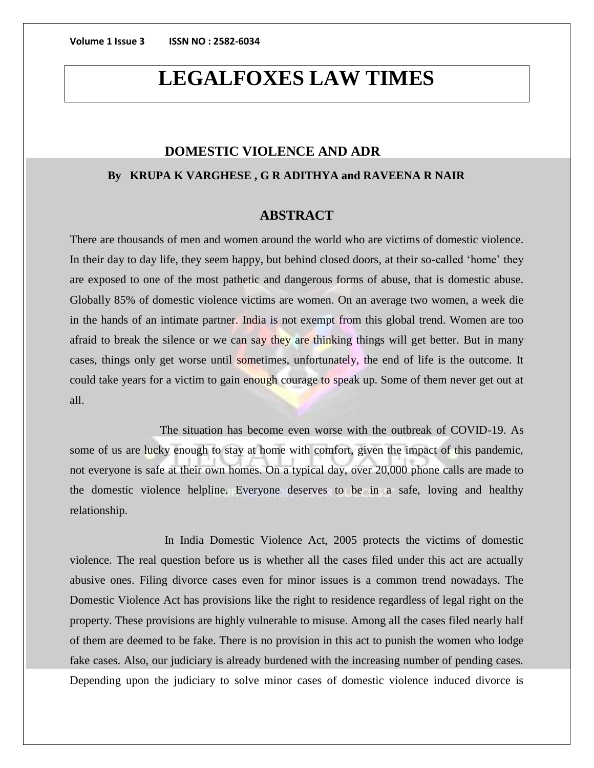# LEGALFOXES LAW TIMES

## DOMESTIC VIOLENCE AND ADR

**By KRUPA K VARGHESE , G R ADITHYA and RAVEENA R NAIR**

## ABSTRACT

There are thousands of men and women around the world who are victims of domestic violence. In their day to day life, they seem happy, but behind closed doors, at their so-called 'home' they are exposed to one of the most pathetic and dangerous forms of abuse, that is domestic abuse. Globally 85% of domestic violence victims are women. On an average two women, a week die in the hands of an intimate partner. India is not exempt from this global trend. Women are too afraid to break the silence or we can say they are thinking things will get better. But in many cases, things only get worse until sometimes, unfortunately, the end of life is the outcome. It could take years for a victim to gain enough courage to speak up. Some of them never get out at all.

The situation has become even worse with the outbreak of COVID-19. As some of us are lucky enough to stay at home with comfort, given the impact of this pandemic, not everyone is safe at their own homes. On a typical day, over 20,000 phone calls are made to the domestic violence helpline. Everyone deserves to be in a safe, loving and healthy relationship.

In India Domestic Violence Act, 2005 protects the victims of domestic violence. The real question before us is whether all the cases filed under this act are actually abusive ones. Filing divorce cases even for minor issues is a common trend nowadays. The Domestic Violence Act has provisions like the right to residence regardless of legal right on the property. These provisions are highly vulnerable to misuse. Among all the cases filed nearly half of them are deemed to be fake. There is no provision in this act to punish the women who lodge fake cases. Also, our judiciary is already burdened with the increasing number of pending cases. Depending upon the judiciary to solve minor cases of domestic violence induced divorce is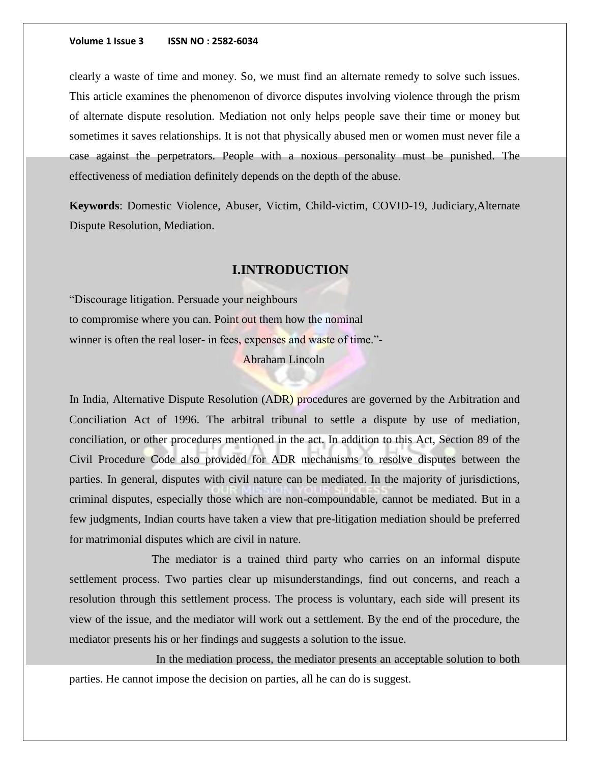clearly a waste of time and money. So, we must find an alternate remedy to solve such issues. This article examines the phenomenon of divorce disputes involving violence through the prism of alternate dispute resolution. Mediation not only helps people save their time or money but sometimes it saves relationships. It is not that physically abused men or women must never file a case against the perpetrators. People with a noxious personality must be punished. The effectiveness of mediation definitely depends on the depth of the abuse.

**Keywords**: Domestic Violence, Abuser, Victim, Child-victim, COVID-19, Judiciary,Alternate Dispute Resolution, Mediation.

## I.INTRODUCTION

"Discourage litigation. Persuade your neighbours
to compromise where you can. Point out them how the nominal
winner is often the real loser- in fees, expenses and waste of time."-
Abraham Lincoln

In India, Alternative Dispute Resolution (ADR) procedures are governed by the Arbitration and Conciliation Act of 1996. The arbitral tribunal to settle a dispute by use of mediation, conciliation, or other procedures mentioned in the act. In addition to this Act, Section 89 of the Civil Procedure Code also provided for ADR mechanisms to resolve disputes between the parties. In general, disputes with civil nature can be mediated. In the majority of jurisdictions, criminal disputes, especially those which are non-compoundable, cannot be mediated. But in a few judgments, Indian courts have taken a view that pre-litigation mediation should be preferred for matrimonial disputes which are civil in nature.

The mediator is a trained third party who carries on an informal dispute settlement process. Two parties clear up misunderstandings, find out concerns, and reach a resolution through this settlement process. The process is voluntary, each side will present its view of the issue, and the mediator will work out a settlement. By the end of the procedure, the mediator presents his or her findings and suggests a solution to the issue.

In the mediation process, the mediator presents an acceptable solution to both parties. He cannot impose the decision on parties, all he can do is suggest.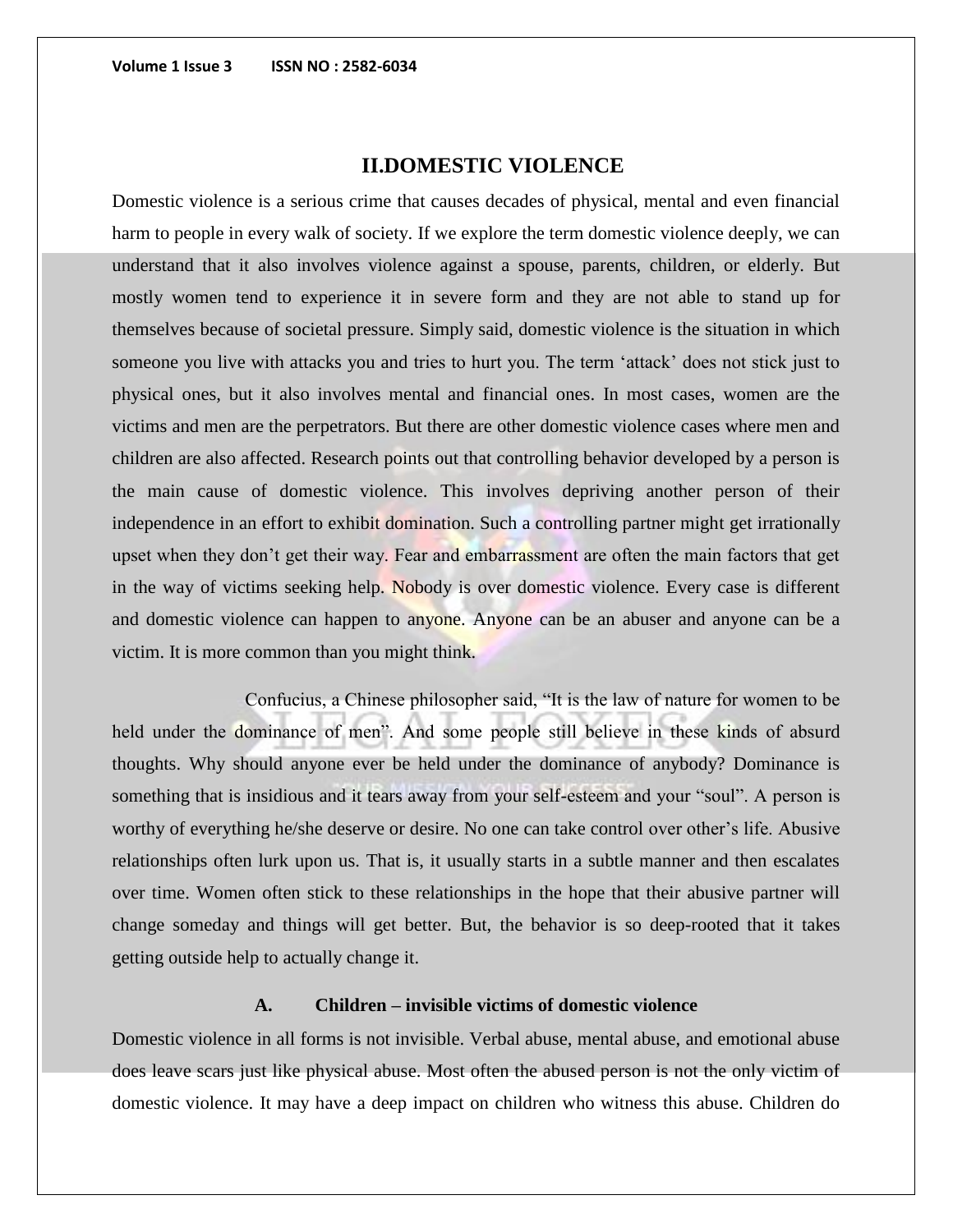## II.DOMESTIC VIOLENCE

Domestic violence is a serious crime that causes decades of physical, mental and even financial harm to people in every walk of society. If we explore the term domestic violence deeply, we can understand that it also involves violence against a spouse, parents, children, or elderly. But mostly women tend to experience it in severe form and they are not able to stand up for themselves because of societal pressure. Simply said, domestic violence is the situation in which someone you live with attacks you and tries to hurt you. The term 'attack' does not stick just to physical ones, but it also involves mental and financial ones. In most cases, women are the victims and men are the perpetrators. But there are other domestic violence cases where men and children are also affected. Research points out that controlling behavior developed by a person is the main cause of domestic violence. This involves depriving another person of their independence in an effort to exhibit domination. Such a controlling partner might get irrationally upset when they don't get their way. Fear and embarrassment are often the main factors that get in the way of victims seeking help. Nobody is over domestic violence. Every case is different and domestic violence can happen to anyone. Anyone can be an abuser and anyone can be a victim. It is more common than you might think.

Confucius, a Chinese philosopher said, "It is the law of nature for women to be held under the dominance of men". And some people still believe in these kinds of absurd thoughts. Why should anyone ever be held under the dominance of anybody? Dominance is something that is insidious and it tears away from your self-esteem and your "soul". A person is worthy of everything he/she deserve or desire. No one can take control over other's life. Abusive relationships often lurk upon us. That is, it usually starts in a subtle manner and then escalates over time. Women often stick to these relationships in the hope that their abusive partner will change someday and things will get better. But, the behavior is so deep-rooted that it takes getting outside help to actually change it.

### A. Children – invisible victims of domestic violence

Domestic violence in all forms is not invisible. Verbal abuse, mental abuse, and emotional abuse does leave scars just like physical abuse. Most often the abused person is not the only victim of domestic violence. It may have a deep impact on children who witness this abuse. Children do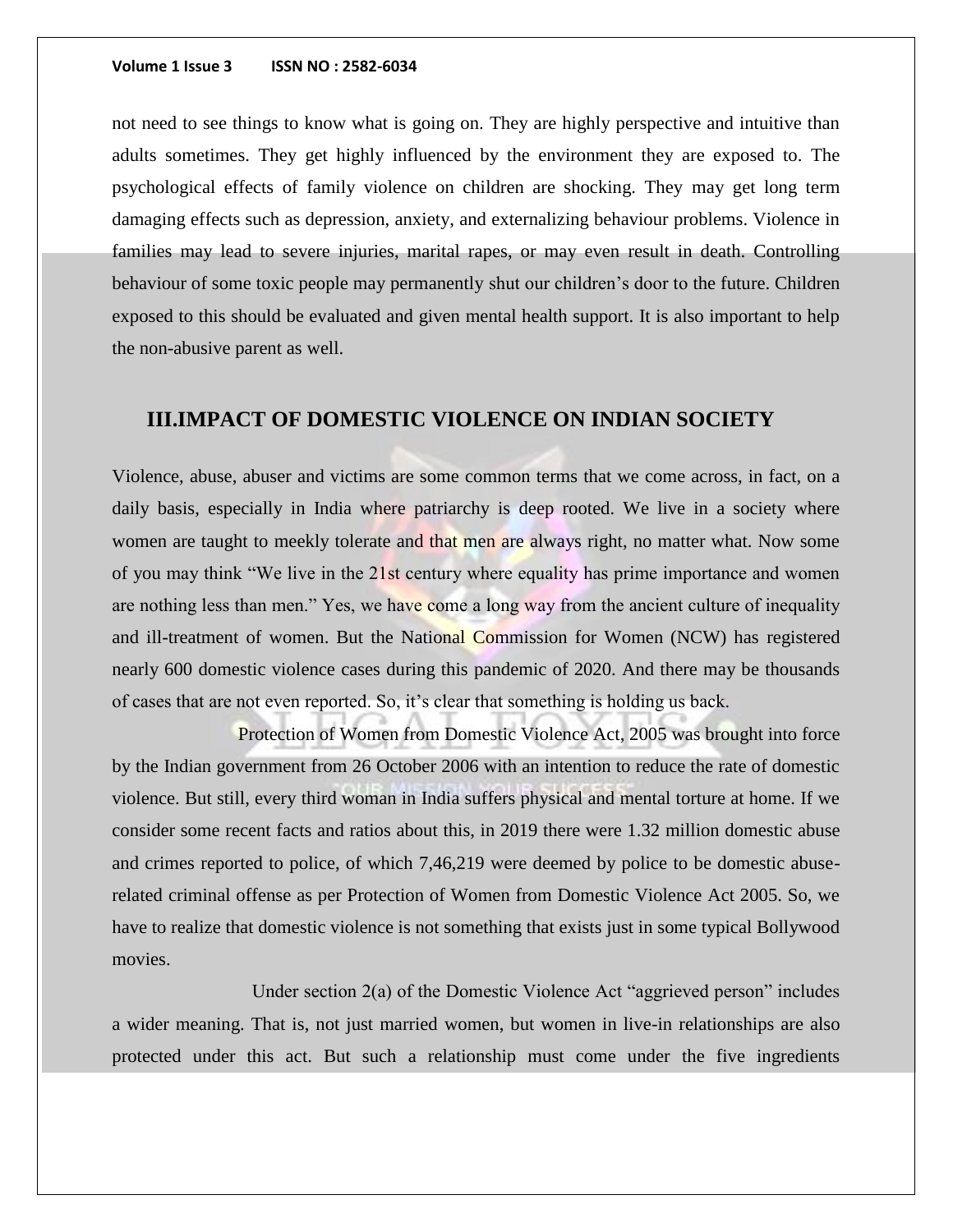not need to see things to know what is going on. They are highly perspective and intuitive than adults sometimes. They get highly influenced by the environment they are exposed to. The psychological effects of family violence on children are shocking. They may get long term damaging effects such as depression, anxiety, and externalizing behaviour problems. Violence in families may lead to severe injuries, marital rapes, or may even result in death. Controlling behaviour of some toxic people may permanently shut our children's door to the future. Children exposed to this should be evaluated and given mental health support. It is also important to help the non-abusive parent as well.

## III.IMPACT OF DOMESTIC VIOLENCE ON INDIAN SOCIETY

Violence, abuse, abuser and victims are some common terms that we come across, in fact, on a daily basis, especially in India where patriarchy is deep rooted. We live in a society where women are taught to meekly tolerate and that men are always right, no matter what. Now some of you may think "We live in the 21st century where equality has prime importance and women are nothing less than men." Yes, we have come a long way from the ancient culture of inequality and ill-treatment of women. But the National Commission for Women (NCW) has registered nearly 600 domestic violence cases during this pandemic of 2020. And there may be thousands of cases that are not even reported. So, it's clear that something is holding us back.

Protection of Women from Domestic Violence Act, 2005 was brought into force by the Indian government from 26 October 2006 with an intention to reduce the rate of domestic violence. But still, every third woman in India suffers physical and mental torture at home. If we consider some recent facts and ratios about this, in 2019 there were 1.32 million domestic abuse and crimes reported to police, of which 7,46,219 were deemed by police to be domestic abuse-related criminal offense as per Protection of Women from Domestic Violence Act 2005. So, we have to realize that domestic violence is not something that exists just in some typical Bollywood movies.

Under section 2(a) of the Domestic Violence Act "aggrieved person" includes a wider meaning. That is, not just married women, but women in live-in relationships are also protected under this act. But such a relationship must come under the five ingredients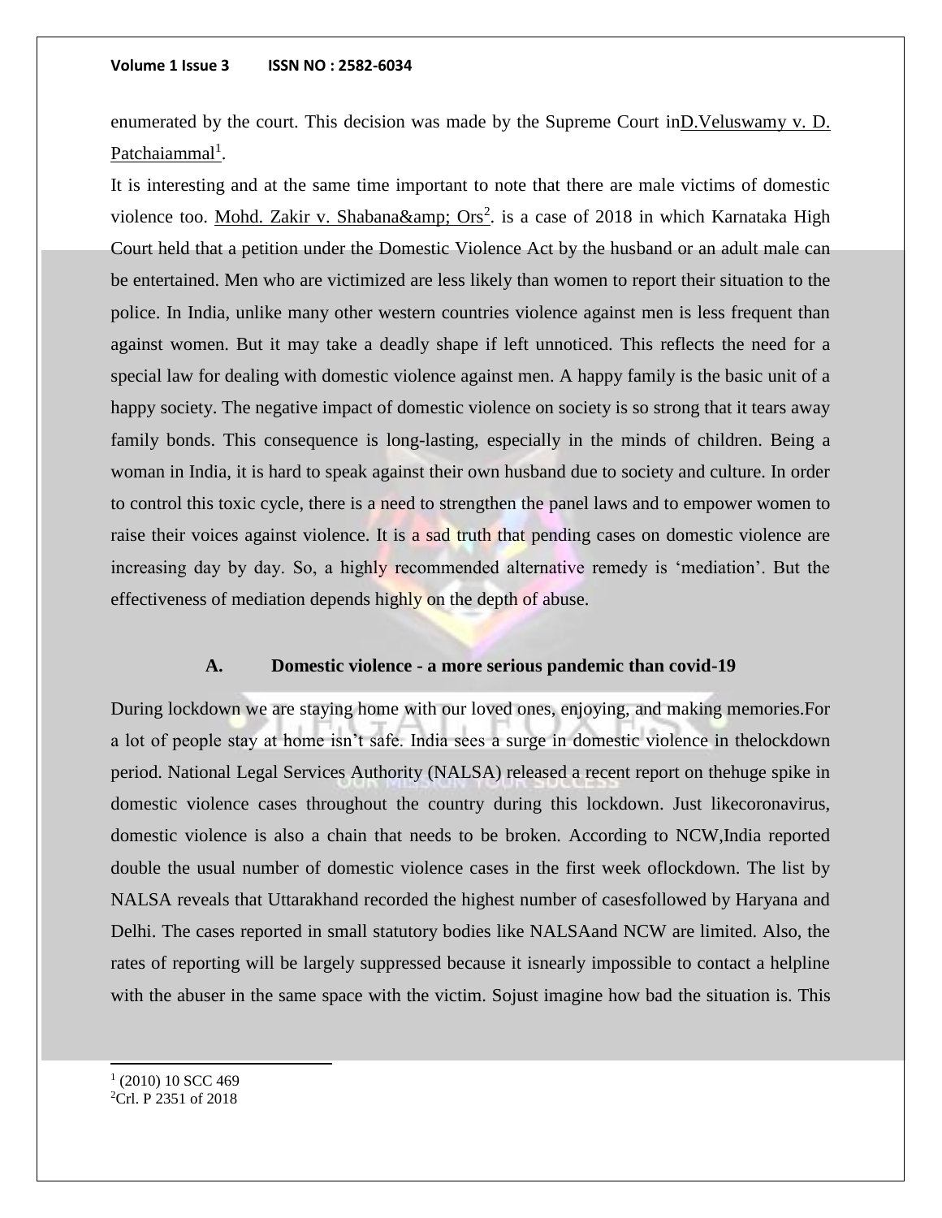enumerated by the court. This decision was made by the Supreme Court inD.Veluswamy v. D. Patchaiammal[1].

It is interesting and at the same time important to note that there are male victims of domestic violence too. Mohd. Zakir v. Shabana&amp; Ors[2]. is a case of 2018 in which Karnataka High Court held that a petition under the Domestic Violence Act by the husband or an adult male can be entertained. Men who are victimized are less likely than women to report their situation to the police. In India, unlike many other western countries violence against men is less frequent than against women. But it may take a deadly shape if left unnoticed. This reflects the need for a special law for dealing with domestic violence against men. A happy family is the basic unit of a happy society. The negative impact of domestic violence on society is so strong that it tears away family bonds. This consequence is long-lasting, especially in the minds of children. Being a woman in India, it is hard to speak against their own husband due to society and culture. In order to control this toxic cycle, there is a need to strengthen the panel laws and to empower women to raise their voices against violence. It is a sad truth that pending cases on domestic violence are increasing day by day. So, a highly recommended alternative remedy is 'mediation'. But the effectiveness of mediation depends highly on the depth of abuse.

### A. Domestic violence - a more serious pandemic than covid-19

During lockdown we are staying home with our loved ones, enjoying, and making memories.For a lot of people stay at home isn't safe. India sees a surge in domestic violence in thelockdown period. National Legal Services Authority (NALSA) released a recent report on thehuge spike in domestic violence cases throughout the country during this lockdown. Just likecoronavirus, domestic violence is also a chain that needs to be broken. According to NCW,India reported double the usual number of domestic violence cases in the first week oflockdown. The list by NALSA reveals that Uttarakhand recorded the highest number of casesfollowed by Haryana and Delhi. The cases reported in small statutory bodies like NALSAand NCW are limited. Also, the rates of reporting will be largely suppressed because it isnearly impossible to contact a helpline with the abuser in the same space with the victim. Sojust imagine how bad the situation is. This

[1] (2010) 10 SCC 469

[2] Crl. P 2351 of 2018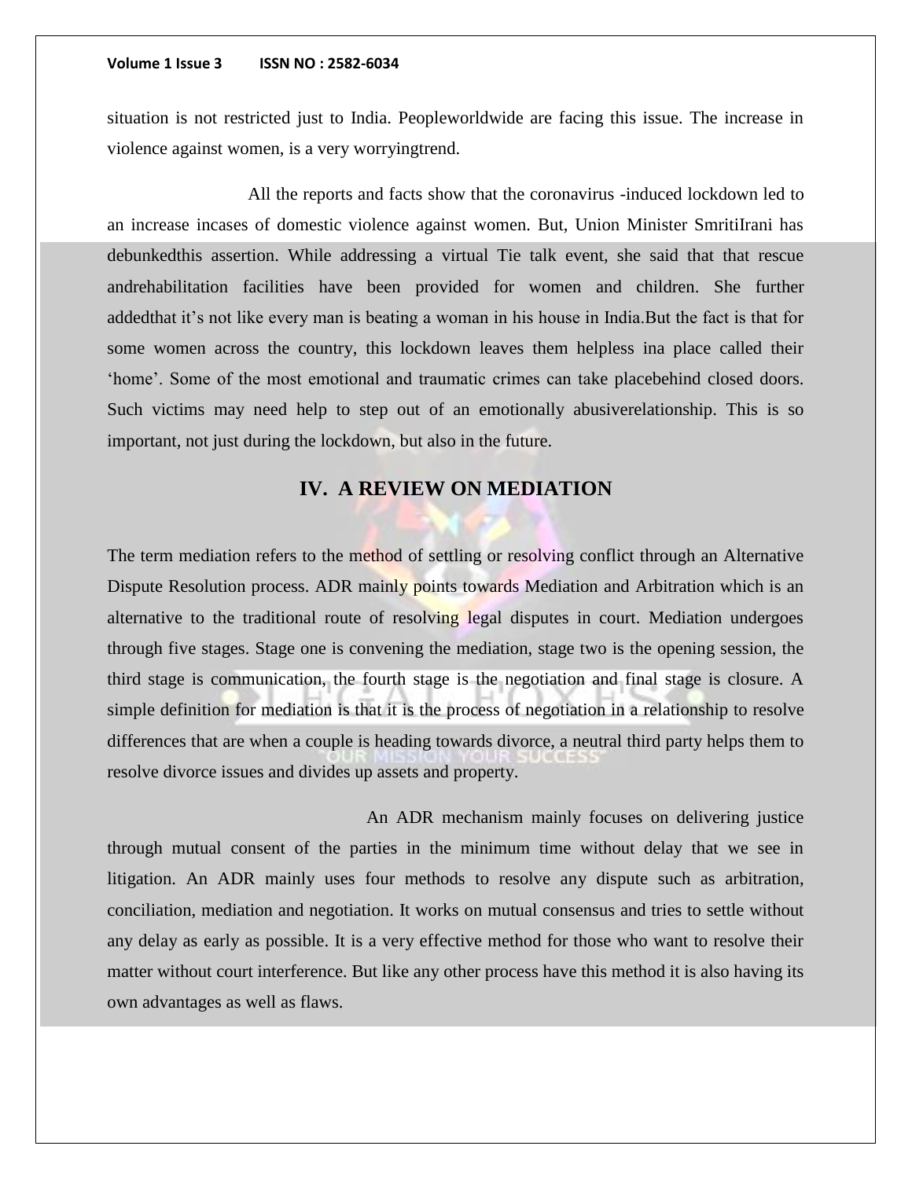situation is not restricted just to India. Peopleworldwide are facing this issue. The increase in violence against women, is a very worryingtrend.

All the reports and facts show that the coronavirus -induced lockdown led to an increase incases of domestic violence against women. But, Union Minister SmritiIrani has debunkedthis assertion. While addressing a virtual Tie talk event, she said that that rescue andrehabilitation facilities have been provided for women and children. She further addedthat it's not like every man is beating a woman in his house in India.But the fact is that for some women across the country, this lockdown leaves them helpless ina place called their 'home'. Some of the most emotional and traumatic crimes can take placebehind closed doors. Such victims may need help to step out of an emotionally abusiverelationship. This is so important, not just during the lockdown, but also in the future.

## IV. A REVIEW ON MEDIATION

The term mediation refers to the method of settling or resolving conflict through an Alternative Dispute Resolution process. ADR mainly points towards Mediation and Arbitration which is an alternative to the traditional route of resolving legal disputes in court. Mediation undergoes through five stages. Stage one is convening the mediation, stage two is the opening session, the third stage is communication, the fourth stage is the negotiation and final stage is closure. A simple definition for mediation is that it is the process of negotiation in a relationship to resolve differences that are when a couple is heading towards divorce, a neutral third party helps them to resolve divorce issues and divides up assets and property.

An ADR mechanism mainly focuses on delivering justice through mutual consent of the parties in the minimum time without delay that we see in litigation. An ADR mainly uses four methods to resolve any dispute such as arbitration, conciliation, mediation and negotiation. It works on mutual consensus and tries to settle without any delay as early as possible. It is a very effective method for those who want to resolve their matter without court interference. But like any other process have this method it is also having its own advantages as well as flaws.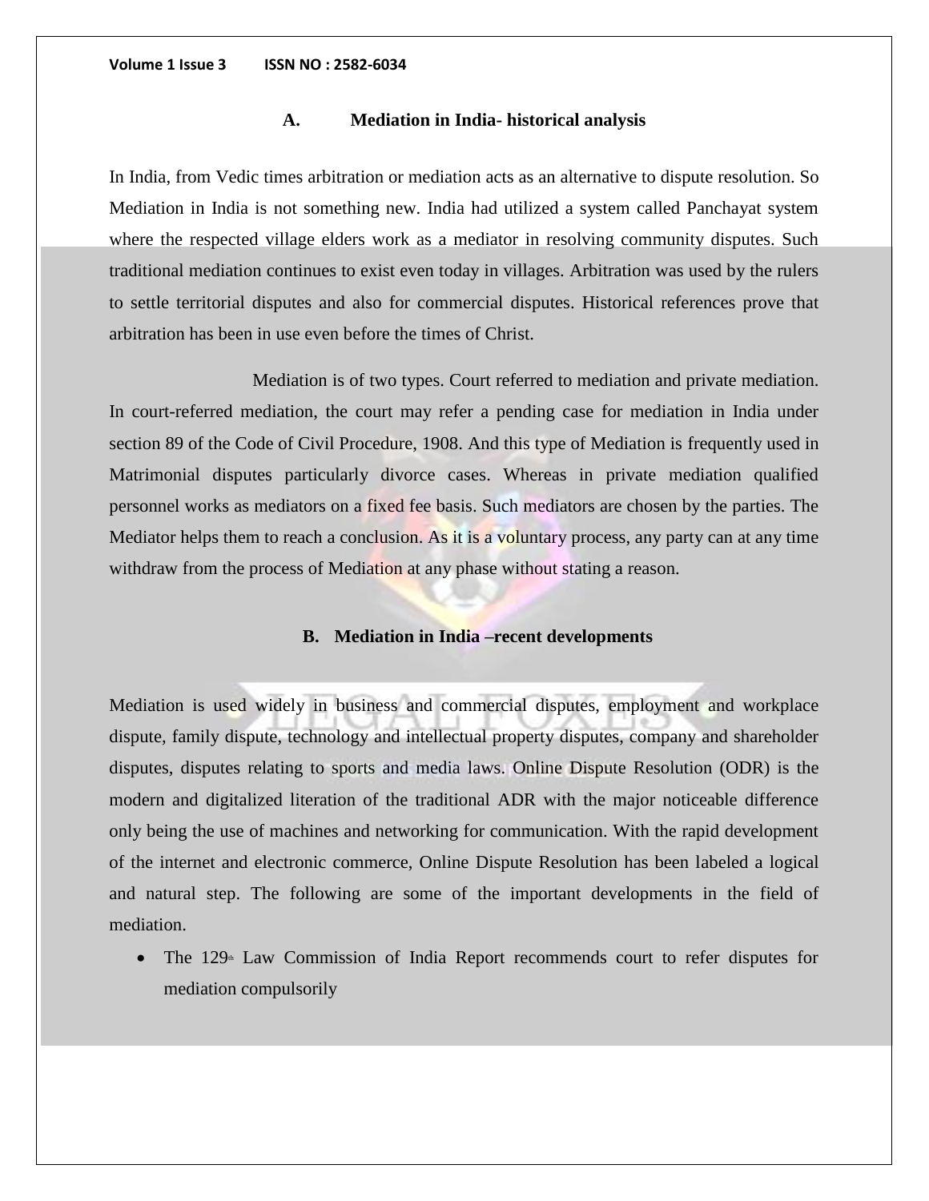### A. Mediation in India- historical analysis

In India, from Vedic times arbitration or mediation acts as an alternative to dispute resolution. So Mediation in India is not something new. India had utilized a system called Panchayat system where the respected village elders work as a mediator in resolving community disputes. Such traditional mediation continues to exist even today in villages. Arbitration was used by the rulers to settle territorial disputes and also for commercial disputes. Historical references prove that arbitration has been in use even before the times of Christ.

Mediation is of two types. Court referred to mediation and private mediation. In court-referred mediation, the court may refer a pending case for mediation in India under section 89 of the Code of Civil Procedure, 1908. And this type of Mediation is frequently used in Matrimonial disputes particularly divorce cases. Whereas in private mediation qualified personnel works as mediators on a fixed fee basis. Such mediators are chosen by the parties. The Mediator helps them to reach a conclusion. As it is a voluntary process, any party can at any time withdraw from the process of Mediation at any phase without stating a reason.

### B. Mediation in India –recent developments

Mediation is used widely in business and commercial disputes, employment and workplace dispute, family dispute, technology and intellectual property disputes, company and shareholder disputes, disputes relating to sports and media laws. Online Dispute Resolution (ODR) is the modern and digitalized literation of the traditional ADR with the major noticeable difference only being the use of machines and networking for communication. With the rapid development of the internet and electronic commerce, Online Dispute Resolution has been labeled a logical and natural step. The following are some of the important developments in the field of mediation.

- The 129th Law Commission of India Report recommends court to refer disputes for mediation compulsorily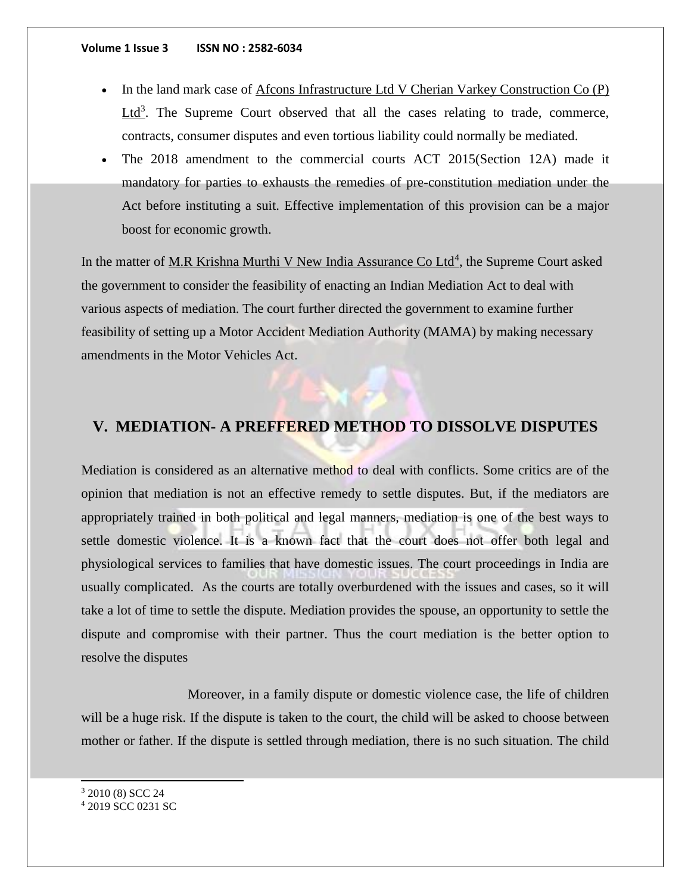- In the land mark case of Afcons Infrastructure Ltd V Cherian Varkey Construction Co (P) Ltd[3]. The Supreme Court observed that all the cases relating to trade, commerce, contracts, consumer disputes and even tortious liability could normally be mediated.
- The 2018 amendment to the commercial courts ACT 2015(Section 12A) made it mandatory for parties to exhausts the remedies of pre-constitution mediation under the Act before instituting a suit. Effective implementation of this provision can be a major boost for economic growth.

In the matter of M.R Krishna Murthi V New India Assurance Co Ltd[4], the Supreme Court asked the government to consider the feasibility of enacting an Indian Mediation Act to deal with various aspects of mediation. The court further directed the government to examine further feasibility of setting up a Motor Accident Mediation Authority (MAMA) by making necessary amendments in the Motor Vehicles Act.

## V. MEDIATION- A PREFFERED METHOD TO DISSOLVE DISPUTES

Mediation is considered as an alternative method to deal with conflicts. Some critics are of the opinion that mediation is not an effective remedy to settle disputes. But, if the mediators are appropriately trained in both political and legal manners, mediation is one of the best ways to settle domestic violence. It is a known fact that the court does not offer both legal and physiological services to families that have domestic issues. The court proceedings in India are usually complicated. As the courts are totally overburdened with the issues and cases, so it will take a lot of time to settle the dispute. Mediation provides the spouse, an opportunity to settle the dispute and compromise with their partner. Thus the court mediation is the better option to resolve the disputes

Moreover, in a family dispute or domestic violence case, the life of children will be a huge risk. If the dispute is taken to the court, the child will be asked to choose between mother or father. If the dispute is settled through mediation, there is no such situation. The child

---

[3] 2010 (8) SCC 24

[4] 2019 SCC 0231 SC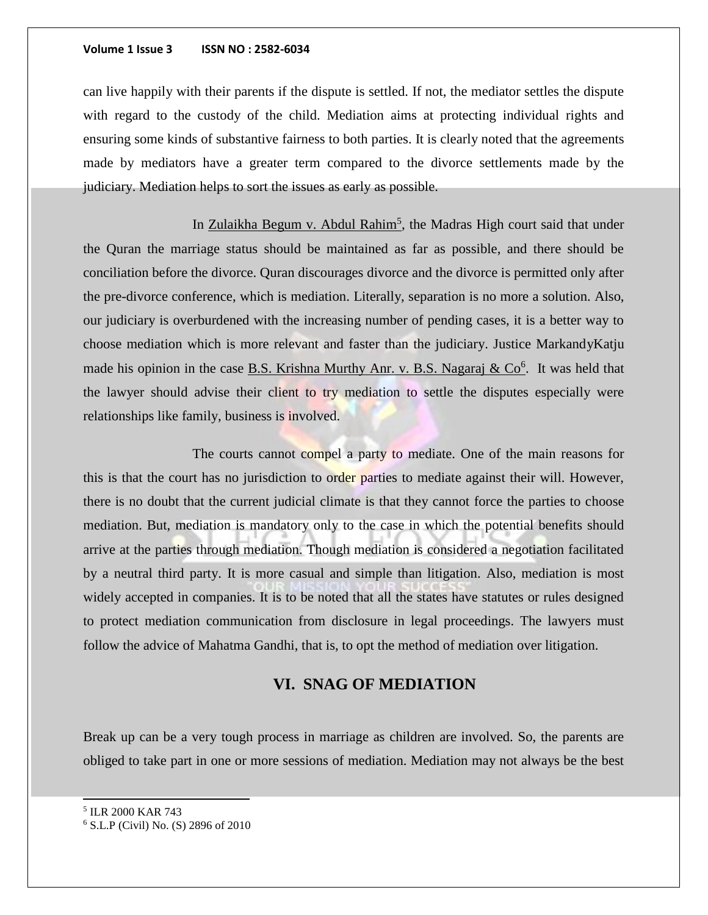can live happily with their parents if the dispute is settled. If not, the mediator settles the dispute with regard to the custody of the child. Mediation aims at protecting individual rights and ensuring some kinds of substantive fairness to both parties. It is clearly noted that the agreements made by mediators have a greater term compared to the divorce settlements made by the judiciary. Mediation helps to sort the issues as early as possible.

In Zulaikha Begum v. Abdul Rahim[5], the Madras High court said that under the Quran the marriage status should be maintained as far as possible, and there should be conciliation before the divorce. Quran discourages divorce and the divorce is permitted only after the pre-divorce conference, which is mediation. Literally, separation is no more a solution. Also, our judiciary is overburdened with the increasing number of pending cases, it is a better way to choose mediation which is more relevant and faster than the judiciary. Justice MarkandyKatju made his opinion in the case B.S. Krishna Murthy Anr. v. B.S. Nagaraj & Co[6]. It was held that the lawyer should advise their client to try mediation to settle the disputes especially were relationships like family, business is involved.

The courts cannot compel a party to mediate. One of the main reasons for this is that the court has no jurisdiction to order parties to mediate against their will. However, there is no doubt that the current judicial climate is that they cannot force the parties to choose mediation. But, mediation is mandatory only to the case in which the potential benefits should arrive at the parties through mediation. Though mediation is considered a negotiation facilitated by a neutral third party. It is more casual and simple than litigation. Also, mediation is most widely accepted in companies. It is to be noted that all the states have statutes or rules designed to protect mediation communication from disclosure in legal proceedings. The lawyers must follow the advice of Mahatma Gandhi, that is, to opt the method of mediation over litigation.

## VI. SNAG OF MEDIATION

Break up can be a very tough process in marriage as children are involved. So, the parents are obliged to take part in one or more sessions of mediation. Mediation may not always be the best

---

[5] ILR 2000 KAR 743

[6] S.L.P (Civil) No. (S) 2896 of 2010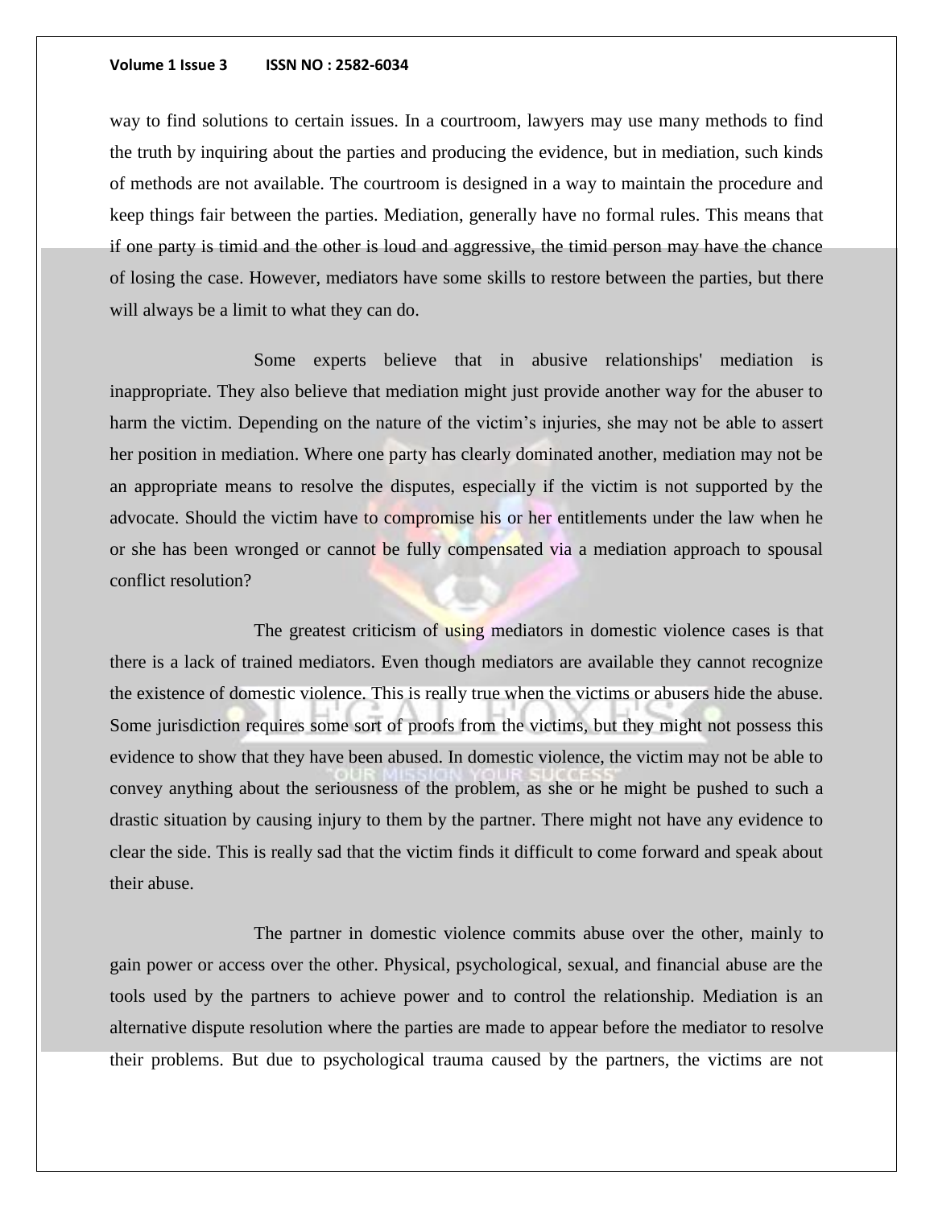way to find solutions to certain issues. In a courtroom, lawyers may use many methods to find the truth by inquiring about the parties and producing the evidence, but in mediation, such kinds of methods are not available. The courtroom is designed in a way to maintain the procedure and keep things fair between the parties. Mediation, generally have no formal rules. This means that if one party is timid and the other is loud and aggressive, the timid person may have the chance of losing the case. However, mediators have some skills to restore between the parties, but there will always be a limit to what they can do.

Some experts believe that in abusive relationships' mediation is inappropriate. They also believe that mediation might just provide another way for the abuser to harm the victim. Depending on the nature of the victim's injuries, she may not be able to assert her position in mediation. Where one party has clearly dominated another, mediation may not be an appropriate means to resolve the disputes, especially if the victim is not supported by the advocate. Should the victim have to compromise his or her entitlements under the law when he or she has been wronged or cannot be fully compensated via a mediation approach to spousal conflict resolution?

The greatest criticism of using mediators in domestic violence cases is that there is a lack of trained mediators. Even though mediators are available they cannot recognize the existence of domestic violence. This is really true when the victims or abusers hide the abuse. Some jurisdiction requires some sort of proofs from the victims, but they might not possess this evidence to show that they have been abused. In domestic violence, the victim may not be able to convey anything about the seriousness of the problem, as she or he might be pushed to such a drastic situation by causing injury to them by the partner. There might not have any evidence to clear the side. This is really sad that the victim finds it difficult to come forward and speak about their abuse.

The partner in domestic violence commits abuse over the other, mainly to gain power or access over the other. Physical, psychological, sexual, and financial abuse are the tools used by the partners to achieve power and to control the relationship. Mediation is an alternative dispute resolution where the parties are made to appear before the mediator to resolve their problems. But due to psychological trauma caused by the partners, the victims are not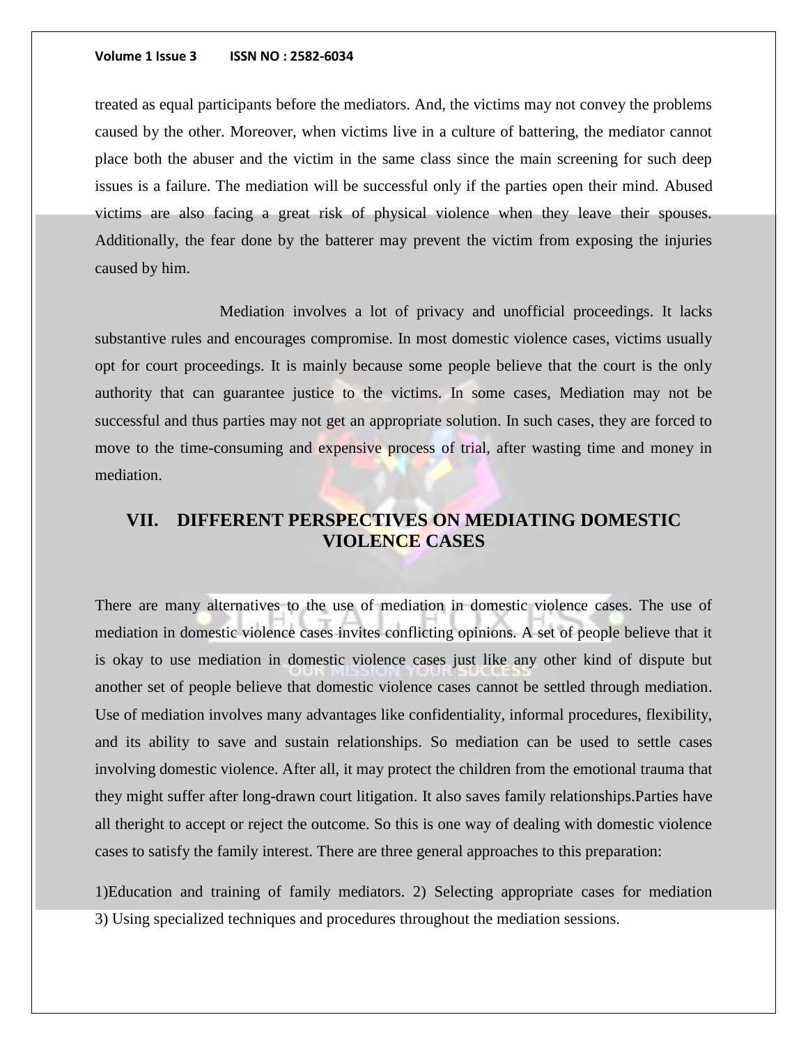treated as equal participants before the mediators. And, the victims may not convey the problems caused by the other. Moreover, when victims live in a culture of battering, the mediator cannot place both the abuser and the victim in the same class since the main screening for such deep issues is a failure. The mediation will be successful only if the parties open their mind. Abused victims are also facing a great risk of physical violence when they leave their spouses. Additionally, the fear done by the batterer may prevent the victim from exposing the injuries caused by him.

Mediation involves a lot of privacy and unofficial proceedings. It lacks substantive rules and encourages compromise. In most domestic violence cases, victims usually opt for court proceedings. It is mainly because some people believe that the court is the only authority that can guarantee justice to the victims. In some cases, Mediation may not be successful and thus parties may not get an appropriate solution. In such cases, they are forced to move to the time-consuming and expensive process of trial, after wasting time and money in mediation.

## VII. DIFFERENT PERSPECTIVES ON MEDIATING DOMESTIC VIOLENCE CASES

There are many alternatives to the use of mediation in domestic violence cases. The use of mediation in domestic violence cases invites conflicting opinions. A set of people believe that it is okay to use mediation in domestic violence cases just like any other kind of dispute but another set of people believe that domestic violence cases cannot be settled through mediation. Use of mediation involves many advantages like confidentiality, informal procedures, flexibility, and its ability to save and sustain relationships. So mediation can be used to settle cases involving domestic violence. After all, it may protect the children from the emotional trauma that they might suffer after long-drawn court litigation. It also saves family relationships.Parties have all theright to accept or reject the outcome. So this is one way of dealing with domestic violence cases to satisfy the family interest. There are three general approaches to this preparation:

1)Education and training of family mediators. 2) Selecting appropriate cases for mediation 3) Using specialized techniques and procedures throughout the mediation sessions.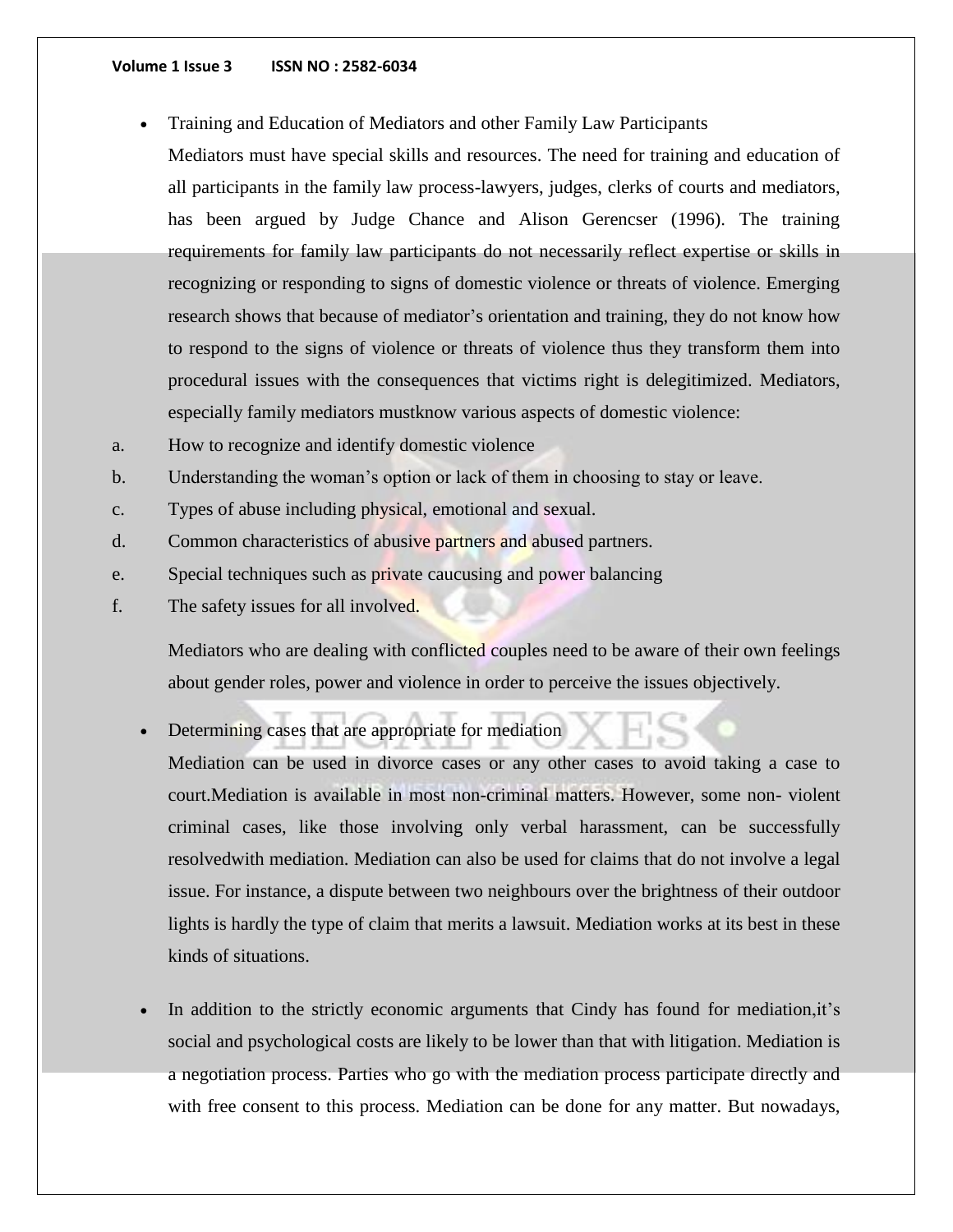- Training and Education of Mediators and other Family Law Participants

  Mediators must have special skills and resources. The need for training and education of all participants in the family law process-lawyers, judges, clerks of courts and mediators, has been argued by Judge Chance and Alison Gerencser (1996). The training requirements for family law participants do not necessarily reflect expertise or skills in recognizing or responding to signs of domestic violence or threats of violence. Emerging research shows that because of mediator's orientation and training, they do not know how to respond to the signs of violence or threats of violence thus they transform them into procedural issues with the consequences that victims right is delegitimized. Mediators, especially family mediators mustknow various aspects of domestic violence:

a. How to recognize and identify domestic violence
b. Understanding the woman's option or lack of them in choosing to stay or leave.
c. Types of abuse including physical, emotional and sexual.
d. Common characteristics of abusive partners and abused partners.
e. Special techniques such as private caucusing and power balancing
f. The safety issues for all involved.

Mediators who are dealing with conflicted couples need to be aware of their own feelings about gender roles, power and violence in order to perceive the issues objectively.

- Determining cases that are appropriate for mediation

  Mediation can be used in divorce cases or any other cases to avoid taking a case to court.Mediation is available in most non-criminal matters. However, some non- violent criminal cases, like those involving only verbal harassment, can be successfully resolvedwith mediation. Mediation can also be used for claims that do not involve a legal issue. For instance, a dispute between two neighbours over the brightness of their outdoor lights is hardly the type of claim that merits a lawsuit. Mediation works at its best in these kinds of situations.

- In addition to the strictly economic arguments that Cindy has found for mediation,it's social and psychological costs are likely to be lower than that with litigation. Mediation is a negotiation process. Parties who go with the mediation process participate directly and with free consent to this process. Mediation can be done for any matter. But nowadays,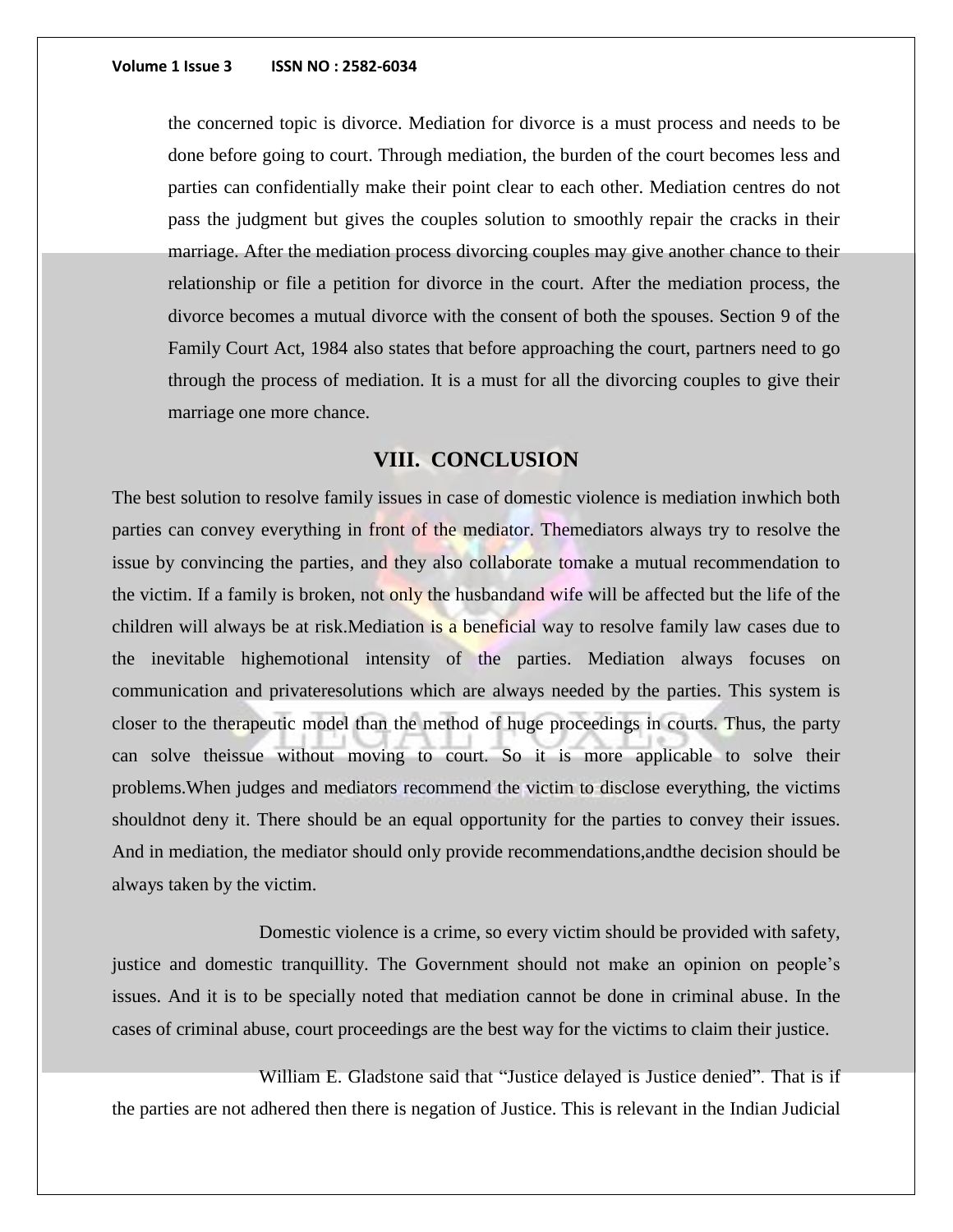the concerned topic is divorce. Mediation for divorce is a must process and needs to be done before going to court. Through mediation, the burden of the court becomes less and parties can confidentially make their point clear to each other. Mediation centres do not pass the judgment but gives the couples solution to smoothly repair the cracks in their marriage. After the mediation process divorcing couples may give another chance to their relationship or file a petition for divorce in the court. After the mediation process, the divorce becomes a mutual divorce with the consent of both the spouses. Section 9 of the Family Court Act, 1984 also states that before approaching the court, partners need to go through the process of mediation. It is a must for all the divorcing couples to give their marriage one more chance.

## VIII. CONCLUSION

The best solution to resolve family issues in case of domestic violence is mediation inwhich both parties can convey everything in front of the mediator. Themediators always try to resolve the issue by convincing the parties, and they also collaborate tomake a mutual recommendation to the victim. If a family is broken, not only the husbandand wife will be affected but the life of the children will always be at risk.Mediation is a beneficial way to resolve family law cases due to the inevitable highemotional intensity of the parties. Mediation always focuses on communication and privateresolutions which are always needed by the parties. This system is closer to the therapeutic model than the method of huge proceedings in courts. Thus, the party can solve theissue without moving to court. So it is more applicable to solve their problems.When judges and mediators recommend the victim to disclose everything, the victims shouldnot deny it. There should be an equal opportunity for the parties to convey their issues. And in mediation, the mediator should only provide recommendations,andthe decision should be always taken by the victim.

Domestic violence is a crime, so every victim should be provided with safety, justice and domestic tranquillity. The Government should not make an opinion on people's issues. And it is to be specially noted that mediation cannot be done in criminal abuse. In the cases of criminal abuse, court proceedings are the best way for the victims to claim their justice.

William E. Gladstone said that "Justice delayed is Justice denied". That is if the parties are not adhered then there is negation of Justice. This is relevant in the Indian Judicial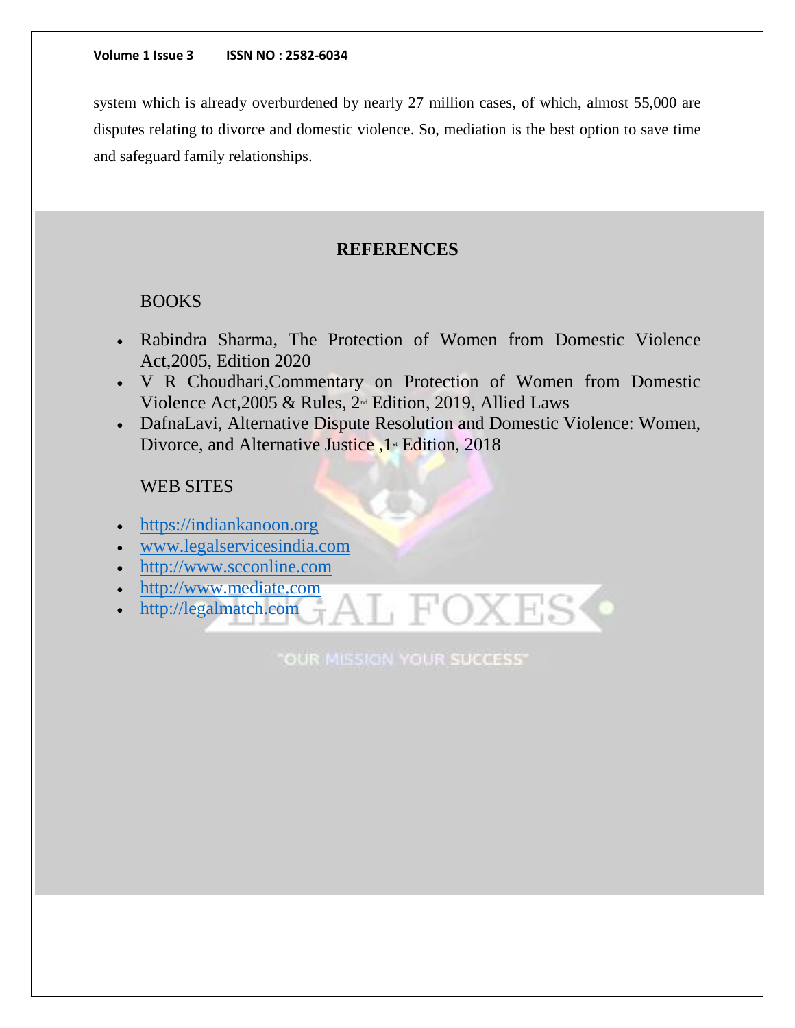system which is already overburdened by nearly 27 million cases, of which, almost 55,000 are disputes relating to divorce and domestic violence. So, mediation is the best option to save time and safeguard family relationships.

## REFERENCES

BOOKS

- Rabindra Sharma, The Protection of Women from Domestic Violence Act,2005, Edition 2020
- V R Choudhari,Commentary on Protection of Women from Domestic Violence Act,2005 & Rules, 2nd Edition, 2019, Allied Laws
- DafnaLavi, Alternative Dispute Resolution and Domestic Violence: Women, Divorce, and Alternative Justice ,1st Edition, 2018

WEB SITES

- https://indiankanoon.org
- www.legalservicesindia.com
- http://www.scconline.com
- http://www.mediate.com
- http://legalmatch.com